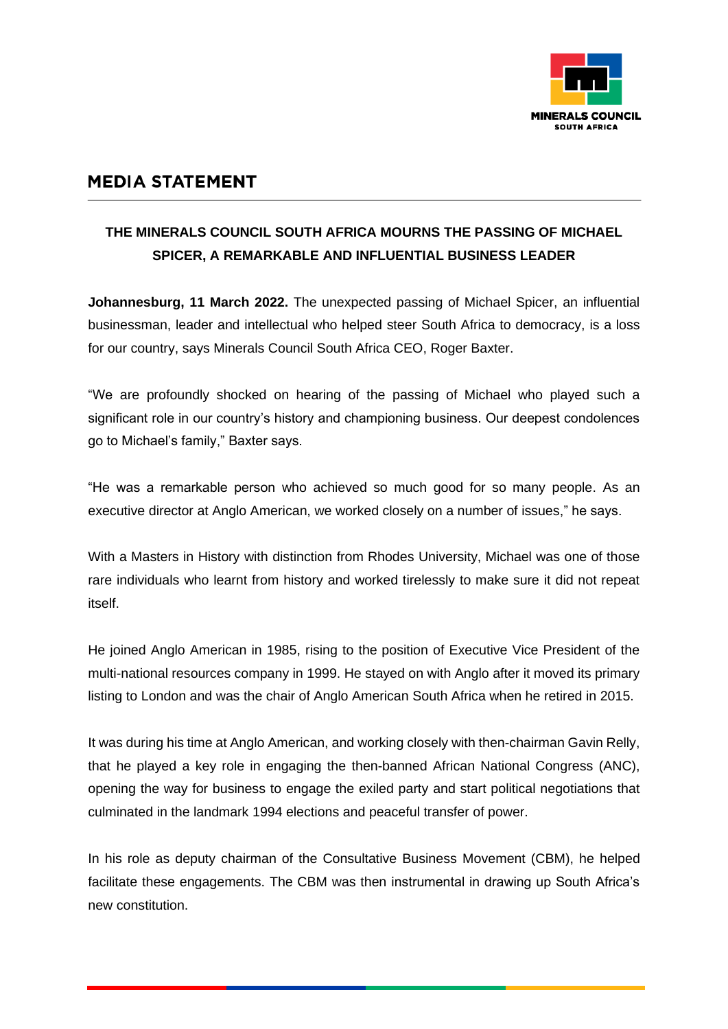## MEDIA STATEMENT

**THE MINERALS COUNCIL SOUTH AFRICA MOURNS THE PASSING OF MICHAEL SPICER, A REMARKABLE AND INFLUENTIAL BUSINESS LEADER**

**Johannesburg, 11 March 2022.** The unexpected passing of Michael Spicer, an influential businessman, leader and intellectual who helped steer South Africa to democracy, is a loss for our country, says Minerals Council South Africa CEO, Roger Baxter.

"We are profoundly shocked on hearing of the passing of Michael who played such a significant role in our country's history and championing business. Our deepest condolences go to Michael's family," Baxter says.

"He was a remarkable person who achieved so much good for so many people. As an executive director at Anglo American, we worked closely on a number of issues," he says.

With a Masters in History with distinction from Rhodes University, Michael was one of those rare individuals who learnt from history and worked tirelessly to make sure it did not repeat itself.

He joined Anglo American in 1985, rising to the position of Executive Vice President of the multi-national resources company in 1999. He stayed on with Anglo after it moved its primary listing to London and was the chair of Anglo American South Africa when he retired in 2015.

It was during his time at Anglo American, and working closely with then-chairman Gavin Relly, that he played a key role in engaging the then-banned African National Congress (ANC), opening the way for business to engage the exiled party and start political negotiations that culminated in the landmark 1994 elections and peaceful transfer of power.

In his role as deputy chairman of the Consultative Business Movement (CBM), he helped facilitate these engagements. The CBM was then instrumental in drawing up South Africa's new constitution.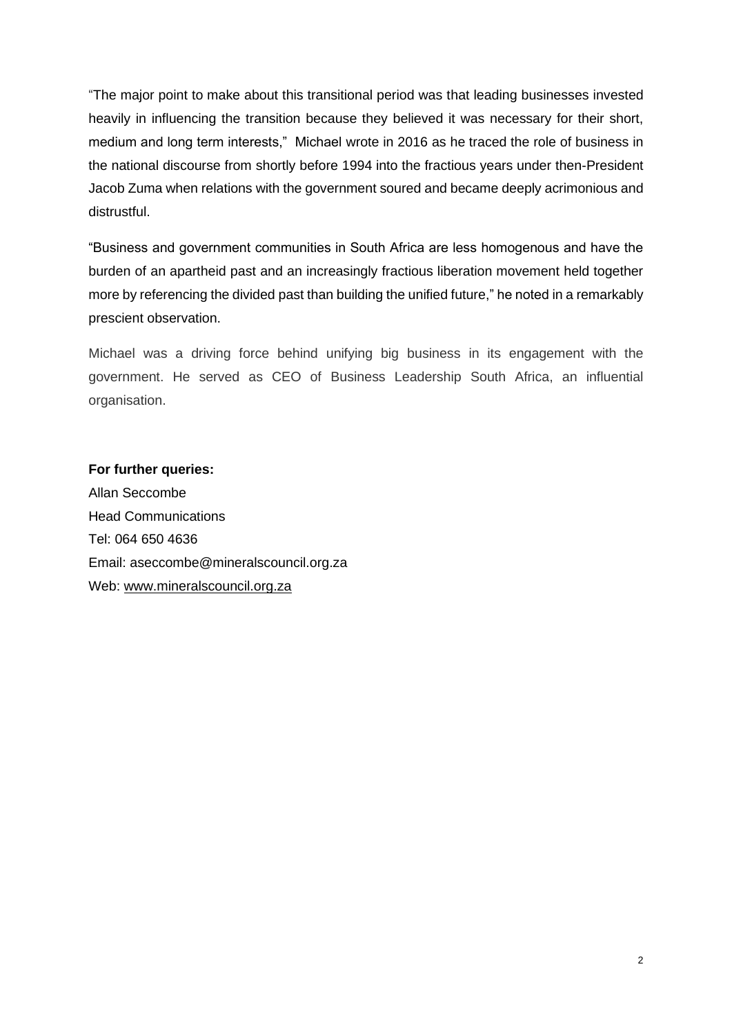"The major point to make about this transitional period was that leading businesses invested heavily in influencing the transition because they believed it was necessary for their short, medium and long term interests," Michael wrote in 2016 as he traced the role of business in the national discourse from shortly before 1994 into the fractious years under then-President Jacob Zuma when relations with the government soured and became deeply acrimonious and distrustful.

"Business and government communities in South Africa are less homogenous and have the burden of an apartheid past and an increasingly fractious liberation movement held together more by referencing the divided past than building the unified future," he noted in a remarkably prescient observation.

Michael was a driving force behind unifying big business in its engagement with the government. He served as CEO of Business Leadership South Africa, an influential organisation.

**For further queries:**
Allan Seccombe
Head Communications
Tel: 064 650 4636
Email: aseccombe@mineralscouncil.org.za
Web: www.mineralscouncil.org.za